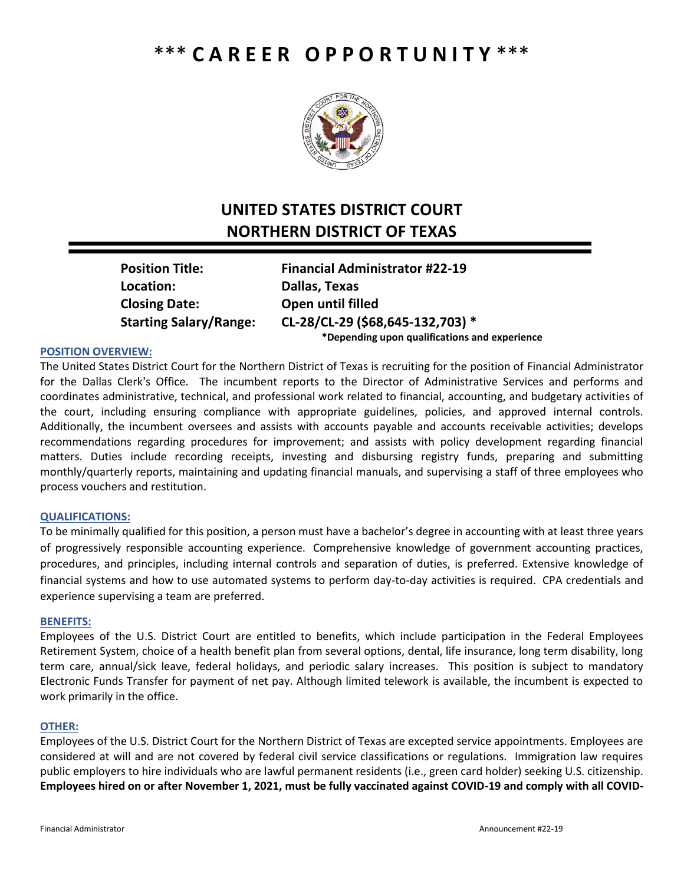# *** CAREER OPPORTUNITY ***

## UNITED STATES DISTRICT COURT
## NORTHERN DISTRICT OF TEXAS

**Position Title:** **Financial Administrator #22-19**
**Location:** **Dallas, Texas**
**Closing Date:** **Open until filled**
**Starting Salary/Range:** **CL-28/CL-29 ($68,645-132,703) ***
**\*Depending upon qualifications and experience**

### POSITION OVERVIEW:

The United States District Court for the Northern District of Texas is recruiting for the position of Financial Administrator for the Dallas Clerk's Office. The incumbent reports to the Director of Administrative Services and performs and coordinates administrative, technical, and professional work related to financial, accounting, and budgetary activities of the court, including ensuring compliance with appropriate guidelines, policies, and approved internal controls. Additionally, the incumbent oversees and assists with accounts payable and accounts receivable activities; develops recommendations regarding procedures for improvement; and assists with policy development regarding financial matters. Duties include recording receipts, investing and disbursing registry funds, preparing and submitting monthly/quarterly reports, maintaining and updating financial manuals, and supervising a staff of three employees who process vouchers and restitution.

### QUALIFICATIONS:

To be minimally qualified for this position, a person must have a bachelor's degree in accounting with at least three years of progressively responsible accounting experience. Comprehensive knowledge of government accounting practices, procedures, and principles, including internal controls and separation of duties, is preferred. Extensive knowledge of financial systems and how to use automated systems to perform day-to-day activities is required. CPA credentials and experience supervising a team are preferred.

### BENEFITS:

Employees of the U.S. District Court are entitled to benefits, which include participation in the Federal Employees Retirement System, choice of a health benefit plan from several options, dental, life insurance, long term disability, long term care, annual/sick leave, federal holidays, and periodic salary increases. This position is subject to mandatory Electronic Funds Transfer for payment of net pay. Although limited telework is available, the incumbent is expected to work primarily in the office.

### OTHER:

Employees of the U.S. District Court for the Northern District of Texas are excepted service appointments. Employees are considered at will and are not covered by federal civil service classifications or regulations. Immigration law requires public employers to hire individuals who are lawful permanent residents (i.e., green card holder) seeking U.S. citizenship. **Employees hired on or after November 1, 2021, must be fully vaccinated against COVID-19 and comply with all COVID-**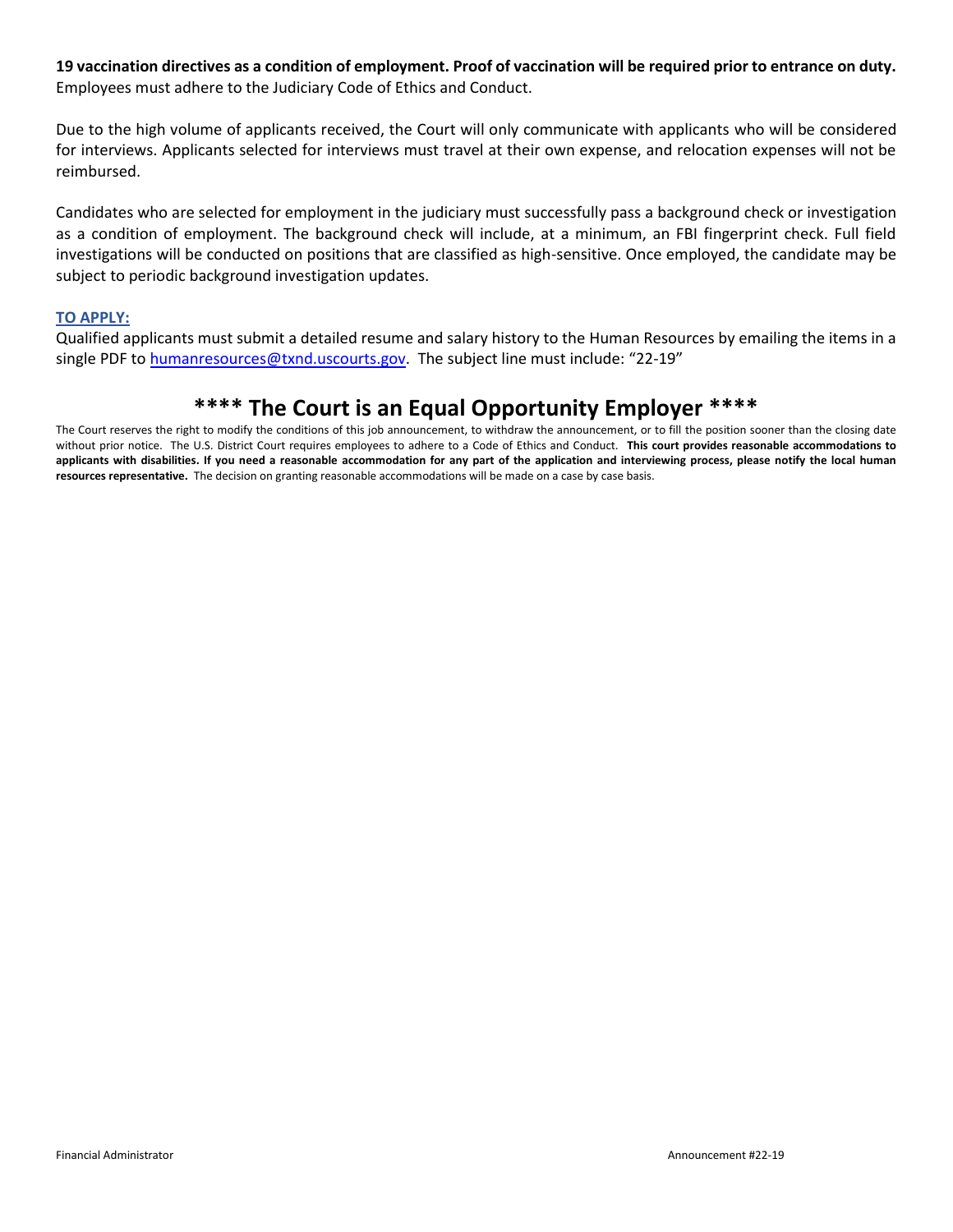**19 vaccination directives as a condition of employment. Proof of vaccination will be required prior to entrance on duty.** Employees must adhere to the Judiciary Code of Ethics and Conduct.

Due to the high volume of applicants received, the Court will only communicate with applicants who will be considered for interviews. Applicants selected for interviews must travel at their own expense, and relocation expenses will not be reimbursed.

Candidates who are selected for employment in the judiciary must successfully pass a background check or investigation as a condition of employment. The background check will include, at a minimum, an FBI fingerprint check. Full field investigations will be conducted on positions that are classified as high-sensitive. Once employed, the candidate may be subject to periodic background investigation updates.

**TO APPLY:**

Qualified applicants must submit a detailed resume and salary history to the Human Resources by emailing the items in a single PDF to humanresources@txnd.uscourts.gov. The subject line must include: "22-19"

## **** The Court is an Equal Opportunity Employer ****

The Court reserves the right to modify the conditions of this job announcement, to withdraw the announcement, or to fill the position sooner than the closing date without prior notice. The U.S. District Court requires employees to adhere to a Code of Ethics and Conduct. **This court provides reasonable accommodations to applicants with disabilities. If you need a reasonable accommodation for any part of the application and interviewing process, please notify the local human resources representative.** The decision on granting reasonable accommodations will be made on a case by case basis.